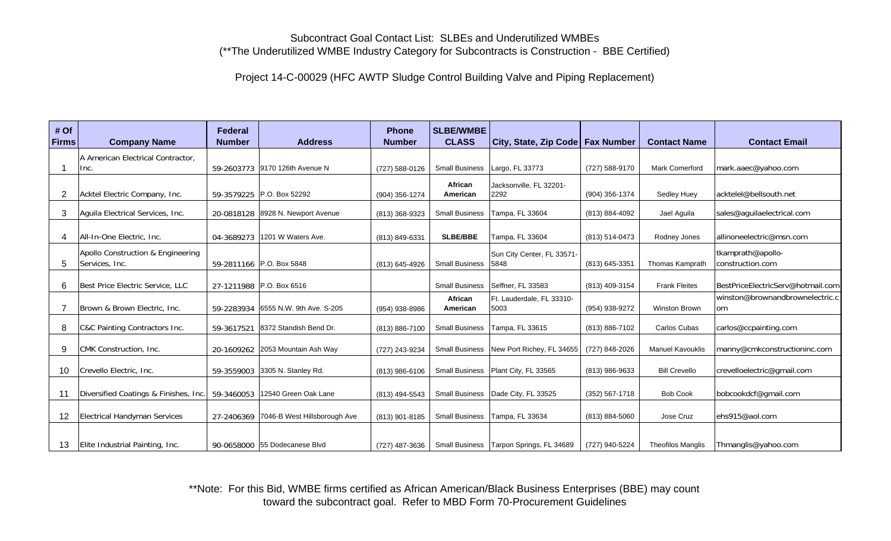Subcontract Goal Contact List: SLBEs and Underutilized WMBEs
(**The Underutilized WMBE Industry Category for Subcontracts is Construction - BBE Certified)

Project 14-C-00029 (HFC AWTP Sludge Control Building Valve and Piping Replacement)

| # Of Firms | Company Name | Federal Number | Address | Phone Number | SLBE/WMBE CLASS | City, State, Zip Code | Fax Number | Contact Name | Contact Email |
|---|---|---|---|---|---|---|---|---|---|
| 1 | A American Electrical Contractor, Inc. | 59-2603773 | 9170 126th Avenue N | (727) 588-0126 | Small Business | Largo, FL 33773 | (727) 588-9170 | Mark Comerford | mark.aaec@yahoo.com |
| 2 | Acktel Electric Company, Inc. | 59-3579225 | P.O. Box 52292 | (904) 356-1274 | **African American** | Jacksonville, FL 32201-2292 | (904) 356-1374 | Sedley Huey | acktelel@bellsouth.net |
| 3 | Aguila Electrical Services, Inc. | 20-0818128 | 8928 N. Newport Avenue | (813) 368-9323 | Small Business | Tampa, FL 33604 | (813) 884-4092 | Jael Aguila | sales@aguilaelectrical.com |
| 4 | All-In-One Electric, Inc. | 04-3689273 | 1201 W Waters Ave. | (813) 849-6331 | **SLBE/BBE** | Tampa, FL 33604 | (813) 514-0473 | Rodney Jones | allinoneelectric@msn.com |
| 5 | Apollo Construction & Engineering Services, Inc. | 59-2811166 | P.O. Box 5848 | (813) 645-4926 | Small Business | Sun City Center, FL 33571-5848 | (813) 645-3351 | Thomas Kamprath | tkamprath@apollo-construction.com |
| 6 | Best Price Electric Service, LLC | 27-1211988 | P.O. Box 6516 | | Small Business | Seffner, FL 33583 | (813) 409-3154 | Frank Fleites | BestPriceElectricServ@hotmail.com |
| 7 | Brown & Brown Electric, Inc. | 59-2283934 | 6555 N.W. 9th Ave. S-205 | (954) 938-8986 | **African American** | Ft. Lauderdale, FL 33310-5003 | (954) 938-9272 | Winston Brown | winston@brownandbrownelectric.com |
| 8 | C&C Painting Contractors Inc. | 59-3617521 | 8372 Standish Bend Dr. | (813) 886-7100 | Small Business | Tampa, FL 33615 | (813) 886-7102 | Carlos Cubas | carlos@ccpainting.com |
| 9 | CMK Construction, Inc. | 20-1609262 | 2053 Mountain Ash Way | (727) 243-9234 | Small Business | New Port Richey, FL 34655 | (727) 848-2026 | Manuel Kavouklis | manny@cmkconstructioninc.com |
| 10 | Crevello Electric, Inc. | 59-3559003 | 3305 N. Stanley Rd. | (813) 986-6106 | Small Business | Plant City, FL 33565 | (813) 986-9633 | Bill Crevello | crevelloelectric@gmail.com |
| 11 | Diversified Coatings & Finishes, Inc. | 59-3460053 | 12540 Green Oak Lane | (813) 494-5543 | Small Business | Dade City, FL 33525 | (352) 567-1718 | Bob Cook | bobcookdcf@gmail.com |
| 12 | Electrical Handyman Services | 27-2406369 | 7046-B West Hillsborough Ave | (813) 901-8185 | Small Business | Tampa, FL 33634 | (813) 884-5060 | Jose Cruz | ehs915@aol.com |
| 13 | Elite Industrial Painting, Inc. | 90-0658000 | 55 Dodecanese Blvd | (727) 487-3636 | Small Business | Tarpon Springs, FL 34689 | (727) 940-5224 | Theofilos Manglis | Thmanglis@yahoo.com |

**Note: For this Bid, WMBE firms certified as African American/Black Business Enterprises (BBE) may count toward the subcontract goal. Refer to MBD Form 70-Procurement Guidelines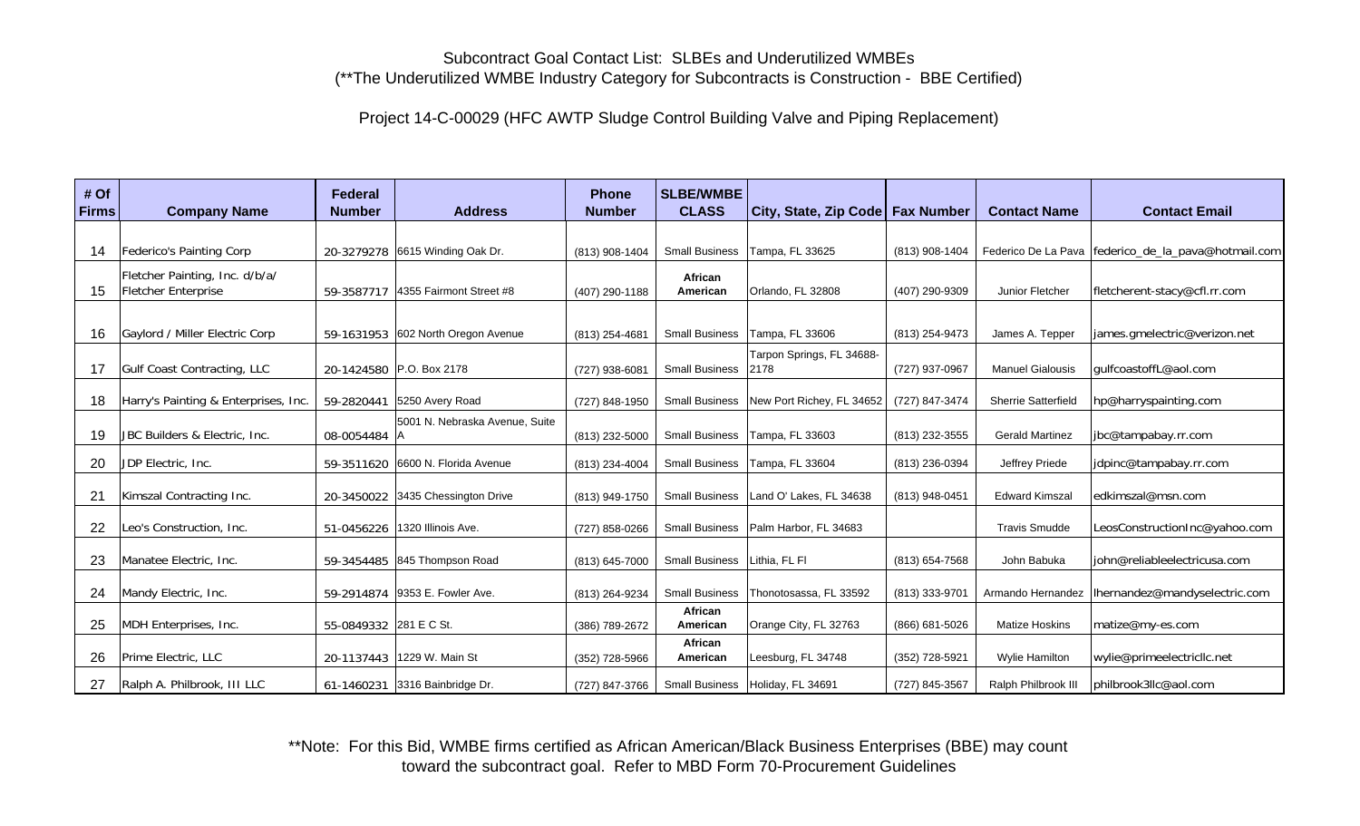Subcontract Goal Contact List: SLBEs and Underutilized WMBEs
(**The Underutilized WMBE Industry Category for Subcontracts is Construction - BBE Certified)

Project 14-C-00029 (HFC AWTP Sludge Control Building Valve and Piping Replacement)

| # Of Firms | Company Name | Federal Number | Address | Phone Number | SLBE/WMBE CLASS | City, State, Zip Code | Fax Number | Contact Name | Contact Email |
|---|---|---|---|---|---|---|---|---|---|
| 14 | Federico's Painting Corp | 20-3279278 | 6615 Winding Oak Dr. | (813) 908-1404 | Small Business | Tampa, FL 33625 | (813) 908-1404 | Federico De La Pava | federico_de_la_pava@hotmail.com |
| 15 | Fletcher Painting, Inc. d/b/a/ Fletcher Enterprise | 59-3587717 | 4355 Fairmont Street #8 | (407) 290-1188 | African American | Orlando, FL 32808 | (407) 290-9309 | Junior Fletcher | fletcherent-stacy@cfl.rr.com |
| 16 | Gaylord / Miller Electric Corp | 59-1631953 | 602 North Oregon Avenue | (813) 254-4681 | Small Business | Tampa, FL 33606 | (813) 254-9473 | James A. Tepper | james.gmelectric@verizon.net |
| 17 | Gulf Coast Contracting, LLC | 20-1424580 | P.O. Box 2178 | (727) 938-6081 | Small Business | Tarpon Springs, FL 34688-2178 | (727) 937-0967 | Manuel Gialousis | gulfcoastoffL@aol.com |
| 18 | Harry's Painting & Enterprises, Inc. | 59-2820441 | 5250 Avery Road | (727) 848-1950 | Small Business | New Port Richey, FL 34652 | (727) 847-3474 | Sherrie Satterfield | hp@harryspainting.com |
| 19 | JBC Builders & Electric, Inc. | 08-0054484 | 5001 N. Nebraska Avenue, Suite A | (813) 232-5000 | Small Business | Tampa, FL 33603 | (813) 232-3555 | Gerald Martinez | jbc@tampabay.rr.com |
| 20 | JDP Electric, Inc. | 59-3511620 | 6600 N. Florida Avenue | (813) 234-4004 | Small Business | Tampa, FL 33604 | (813) 236-0394 | Jeffrey Priede | jdpinc@tampabay.rr.com |
| 21 | Kimszal Contracting Inc. | 20-3450022 | 3435 Chessington Drive | (813) 949-1750 | Small Business | Land O' Lakes, FL 34638 | (813) 948-0451 | Edward Kimszal | edkimszal@msn.com |
| 22 | Leo's Construction, Inc. | 51-0456226 | 1320 Illinois Ave. | (727) 858-0266 | Small Business | Palm Harbor, FL 34683 | | Travis Smudde | LeosConstructionInc@yahoo.com |
| 23 | Manatee Electric, Inc. | 59-3454485 | 845 Thompson Road | (813) 645-7000 | Small Business | Lithia, FL Fl | (813) 654-7568 | John Babuka | john@reliableelectricusa.com |
| 24 | Mandy Electric, Inc. | 59-2914874 | 9353 E. Fowler Ave. | (813) 264-9234 | Small Business | Thonotosassa, FL 33592 | (813) 333-9701 | Armando Hernandez | lhernandez@mandyselectric.com |
| 25 | MDH Enterprises, Inc. | 55-0849332 | 281 E C St. | (386) 789-2672 | African American | Orange City, FL 32763 | (866) 681-5026 | Matize Hoskins | matize@my-es.com |
| 26 | Prime Electric, LLC | 20-1137443 | 1229 W. Main St | (352) 728-5966 | African American | Leesburg, FL 34748 | (352) 728-5921 | Wylie Hamilton | wylie@primeelectricllc.net |
| 27 | Ralph A. Philbrook, III LLC | 61-1460231 | 3316 Bainbridge Dr. | (727) 847-3766 | Small Business | Holiday, FL 34691 | (727) 845-3567 | Ralph Philbrook III | philbrook3llc@aol.com |

**Note: For this Bid, WMBE firms certified as African American/Black Business Enterprises (BBE) may count toward the subcontract goal. Refer to MBD Form 70-Procurement Guidelines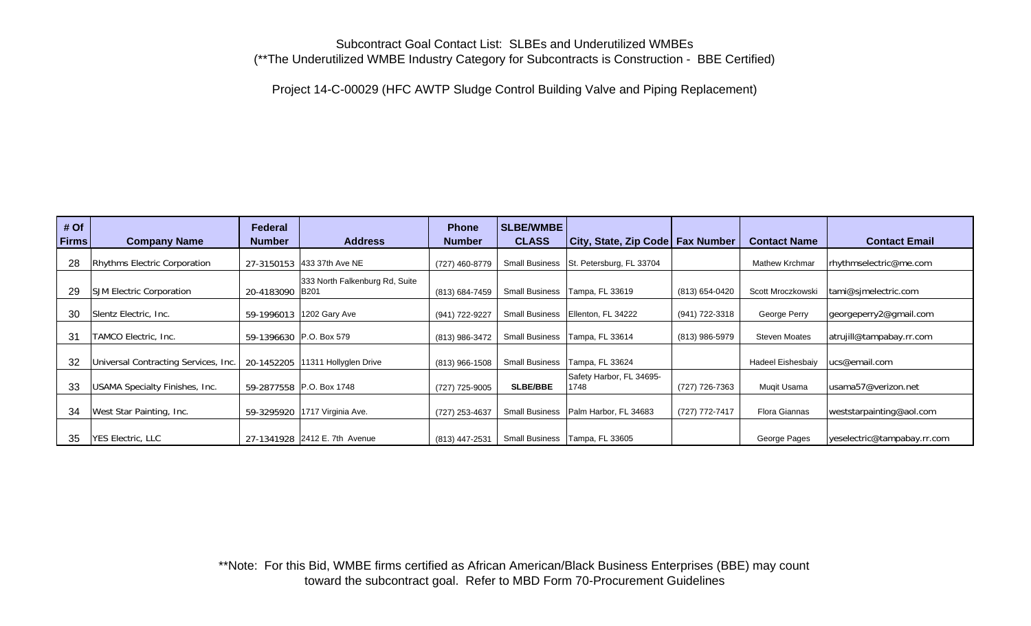Subcontract Goal Contact List: SLBEs and Underutilized WMBEs
(**The Underutilized WMBE Industry Category for Subcontracts is Construction - BBE Certified)

Project 14-C-00029 (HFC AWTP Sludge Control Building Valve and Piping Replacement)

| # Of Firms | Company Name | Federal Number | Address | Phone Number | SLBE/WMBE CLASS | City, State, Zip Code | Fax Number | Contact Name | Contact Email |
|---|---|---|---|---|---|---|---|---|---|
| 28 | Rhythms Electric Corporation | 27-3150153 | 433 37th Ave NE | (727) 460-8779 | Small Business | St. Petersburg, FL 33704 | | Mathew Krchmar | rhythmselectric@me.com |
| 29 | SJM Electric Corporation | 20-4183090 | 333 North Falkenburg Rd, Suite B201 | (813) 684-7459 | Small Business | Tampa, FL 33619 | (813) 654-0420 | Scott Mroczkowski | tami@sjmelectric.com |
| 30 | Slentz Electric, Inc. | 59-1996013 | 1202 Gary Ave | (941) 722-9227 | Small Business | Ellenton, FL 34222 | (941) 722-3318 | George Perry | georgeperry2@gmail.com |
| 31 | TAMCO Electric, Inc. | 59-1396630 | P.O. Box 579 | (813) 986-3472 | Small Business | Tampa, FL 33614 | (813) 986-5979 | Steven Moates | atrujill@tampabay.rr.com |
| 32 | Universal Contracting Services, Inc. | 20-1452205 | 11311 Hollyglen Drive | (813) 966-1508 | Small Business | Tampa, FL 33624 | | Hadeel Eishesbaiy | ucs@email.com |
| 33 | USAMA Specialty Finishes, Inc. | 59-2877558 | P.O. Box 1748 | (727) 725-9005 | **SLBE/BBE** | Safety Harbor, FL 34695-1748 | (727) 726-7363 | Muqit Usama | usama57@verizon.net |
| 34 | West Star Painting, Inc. | 59-3295920 | 1717 Virginia Ave. | (727) 253-4637 | Small Business | Palm Harbor, FL 34683 | (727) 772-7417 | Flora Giannas | weststarpainting@aol.com |
| 35 | YES Electric, LLC | 27-1341928 | 2412 E. 7th Avenue | (813) 447-2531 | Small Business | Tampa, FL 33605 | | George Pages | yeselectric@tampabay.rr.com |

**Note: For this Bid, WMBE firms certified as African American/Black Business Enterprises (BBE) may count toward the subcontract goal. Refer to MBD Form 70-Procurement Guidelines